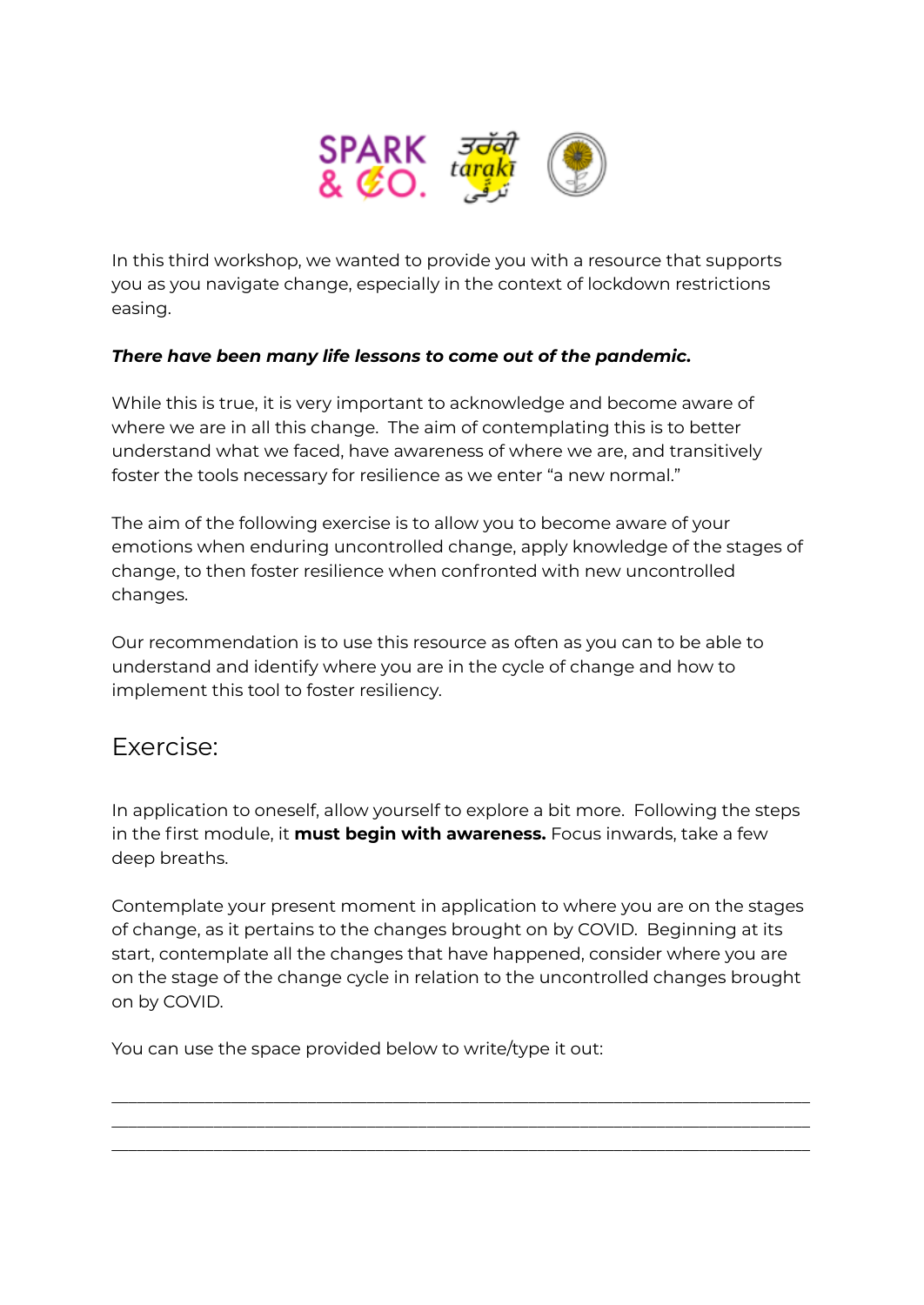In this third workshop, we wanted to provide you with a resource that supports you as you navigate change, especially in the context of lockdown restrictions easing.

***There have been many life lessons to come out of the pandemic.***

While this is true, it is very important to acknowledge and become aware of where we are in all this change. The aim of contemplating this is to better understand what we faced, have awareness of where we are, and transitively foster the tools necessary for resilience as we enter "a new normal."

The aim of the following exercise is to allow you to become aware of your emotions when enduring uncontrolled change, apply knowledge of the stages of change, to then foster resilience when confronted with new uncontrolled changes.

Our recommendation is to use this resource as often as you can to be able to understand and identify where you are in the cycle of change and how to implement this tool to foster resiliency.

## Exercise:

In application to oneself, allow yourself to explore a bit more. Following the steps in the first module, it **must begin with awareness.** Focus inwards, take a few deep breaths.

Contemplate your present moment in application to where you are on the stages of change, as it pertains to the changes brought on by COVID. Beginning at its start, contemplate all the changes that have happened, consider where you are on the stage of the change cycle in relation to the uncontrolled changes brought on by COVID.

You can use the space provided below to write/type it out:

______________________________________________________________________________

______________________________________________________________________________

______________________________________________________________________________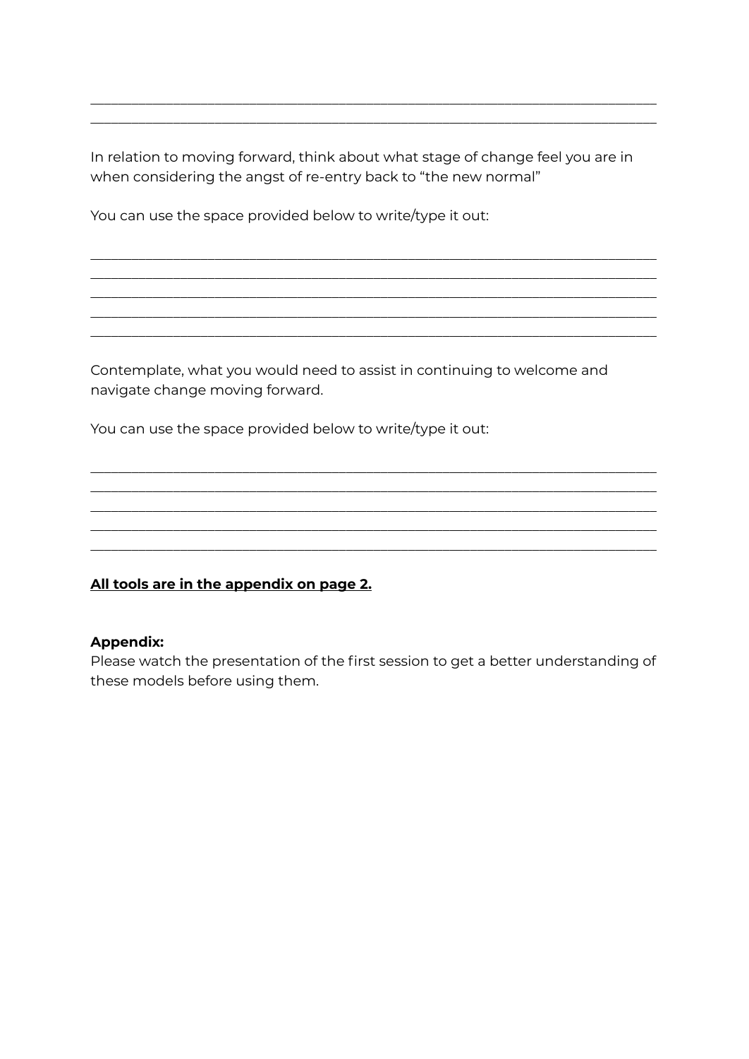\_\_\_\_\_\_\_\_\_\_\_\_\_\_\_\_\_\_\_\_\_\_\_\_\_\_\_\_\_\_\_\_\_\_\_\_\_\_\_\_\_\_\_\_\_\_\_\_\_\_\_\_\_\_\_\_\_\_\_\_\_\_\_\_\_\_\_\_\_\_\_\_\_\_\_\_
\_\_\_\_\_\_\_\_\_\_\_\_\_\_\_\_\_\_\_\_\_\_\_\_\_\_\_\_\_\_\_\_\_\_\_\_\_\_\_\_\_\_\_\_\_\_\_\_\_\_\_\_\_\_\_\_\_\_\_\_\_\_\_\_\_\_\_\_\_\_\_\_\_\_\_\_

In relation to moving forward, think about what stage of change feel you are in when considering the angst of re-entry back to "the new normal"

You can use the space provided below to write/type it out:

\_\_\_\_\_\_\_\_\_\_\_\_\_\_\_\_\_\_\_\_\_\_\_\_\_\_\_\_\_\_\_\_\_\_\_\_\_\_\_\_\_\_\_\_\_\_\_\_\_\_\_\_\_\_\_\_\_\_\_\_\_\_\_\_\_\_\_\_\_\_\_\_\_\_\_\_
\_\_\_\_\_\_\_\_\_\_\_\_\_\_\_\_\_\_\_\_\_\_\_\_\_\_\_\_\_\_\_\_\_\_\_\_\_\_\_\_\_\_\_\_\_\_\_\_\_\_\_\_\_\_\_\_\_\_\_\_\_\_\_\_\_\_\_\_\_\_\_\_\_\_\_\_
\_\_\_\_\_\_\_\_\_\_\_\_\_\_\_\_\_\_\_\_\_\_\_\_\_\_\_\_\_\_\_\_\_\_\_\_\_\_\_\_\_\_\_\_\_\_\_\_\_\_\_\_\_\_\_\_\_\_\_\_\_\_\_\_\_\_\_\_\_\_\_\_\_\_\_\_
\_\_\_\_\_\_\_\_\_\_\_\_\_\_\_\_\_\_\_\_\_\_\_\_\_\_\_\_\_\_\_\_\_\_\_\_\_\_\_\_\_\_\_\_\_\_\_\_\_\_\_\_\_\_\_\_\_\_\_\_\_\_\_\_\_\_\_\_\_\_\_\_\_\_\_\_
\_\_\_\_\_\_\_\_\_\_\_\_\_\_\_\_\_\_\_\_\_\_\_\_\_\_\_\_\_\_\_\_\_\_\_\_\_\_\_\_\_\_\_\_\_\_\_\_\_\_\_\_\_\_\_\_\_\_\_\_\_\_\_\_\_\_\_\_\_\_\_\_\_\_\_\_

Contemplate, what you would need to assist in continuing to welcome and navigate change moving forward.

You can use the space provided below to write/type it out:

\_\_\_\_\_\_\_\_\_\_\_\_\_\_\_\_\_\_\_\_\_\_\_\_\_\_\_\_\_\_\_\_\_\_\_\_\_\_\_\_\_\_\_\_\_\_\_\_\_\_\_\_\_\_\_\_\_\_\_\_\_\_\_\_\_\_\_\_\_\_\_\_\_\_\_\_
\_\_\_\_\_\_\_\_\_\_\_\_\_\_\_\_\_\_\_\_\_\_\_\_\_\_\_\_\_\_\_\_\_\_\_\_\_\_\_\_\_\_\_\_\_\_\_\_\_\_\_\_\_\_\_\_\_\_\_\_\_\_\_\_\_\_\_\_\_\_\_\_\_\_\_\_
\_\_\_\_\_\_\_\_\_\_\_\_\_\_\_\_\_\_\_\_\_\_\_\_\_\_\_\_\_\_\_\_\_\_\_\_\_\_\_\_\_\_\_\_\_\_\_\_\_\_\_\_\_\_\_\_\_\_\_\_\_\_\_\_\_\_\_\_\_\_\_\_\_\_\_\_
\_\_\_\_\_\_\_\_\_\_\_\_\_\_\_\_\_\_\_\_\_\_\_\_\_\_\_\_\_\_\_\_\_\_\_\_\_\_\_\_\_\_\_\_\_\_\_\_\_\_\_\_\_\_\_\_\_\_\_\_\_\_\_\_\_\_\_\_\_\_\_\_\_\_\_\_
\_\_\_\_\_\_\_\_\_\_\_\_\_\_\_\_\_\_\_\_\_\_\_\_\_\_\_\_\_\_\_\_\_\_\_\_\_\_\_\_\_\_\_\_\_\_\_\_\_\_\_\_\_\_\_\_\_\_\_\_\_\_\_\_\_\_\_\_\_\_\_\_\_\_\_\_

**<u>All tools are in the appendix on page 2.</u>**

**Appendix:**
Please watch the presentation of the first session to get a better understanding of these models before using them.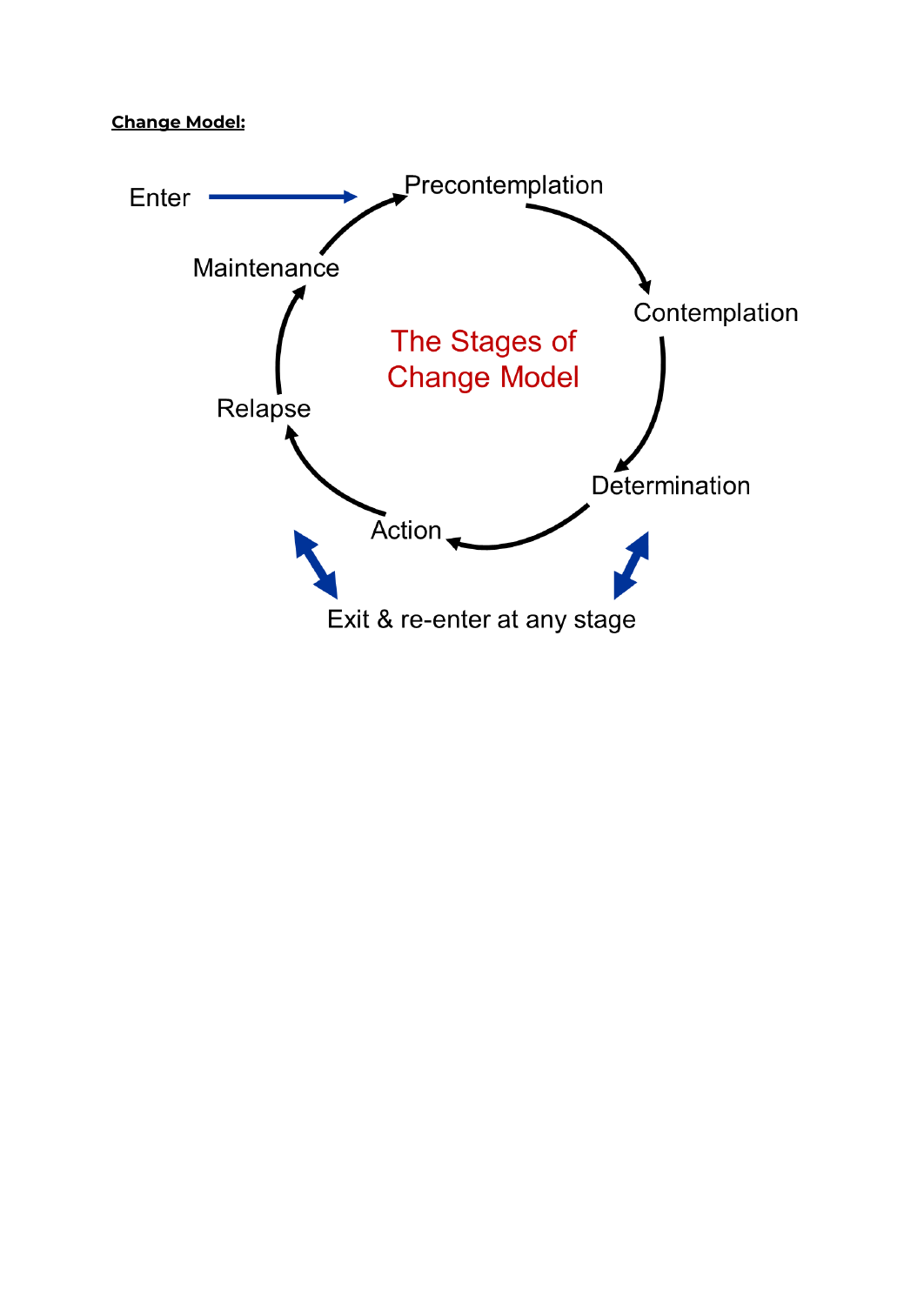**Change Model:**

Enter

Precontemplation

Contemplation

Determination

Action

Relapse

Maintenance

The Stages of
Change Model

Exit & re-enter at any stage